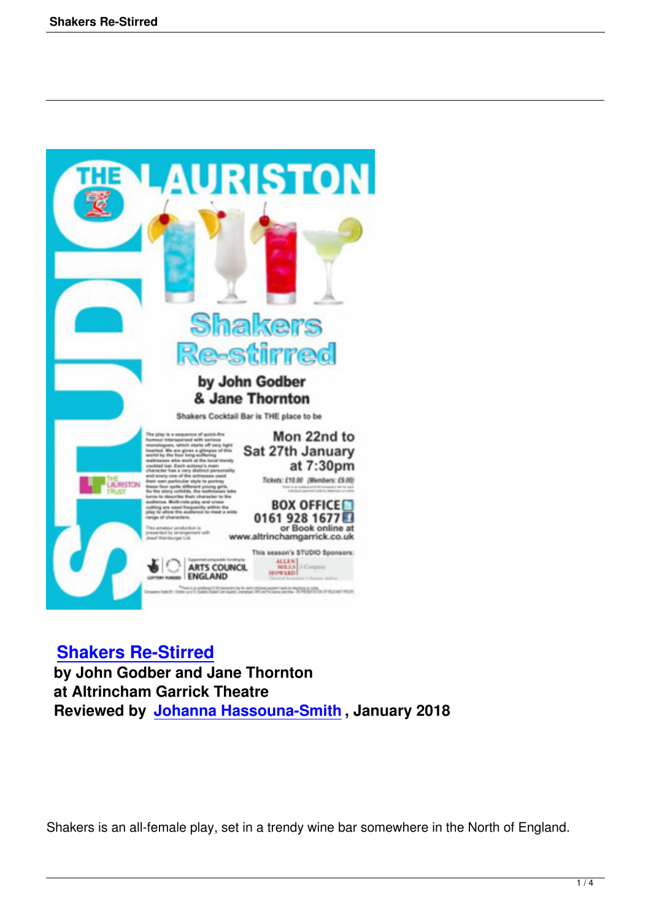## Shakers Re-Stirred

**by John Godber and Jane Thornton**
**at Altrincham Garrick Theatre**
**Reviewed by Johanna Hassouna-Smith , January 2018**

Shakers is an all-female play, set in a trendy wine bar somewhere in the North of England.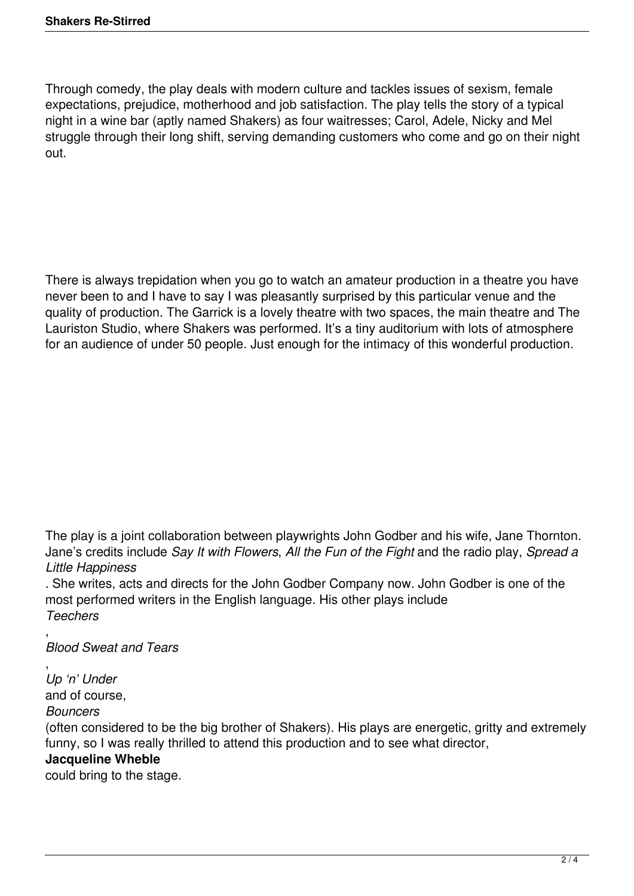Through comedy, the play deals with modern culture and tackles issues of sexism, female expectations, prejudice, motherhood and job satisfaction. The play tells the story of a typical night in a wine bar (aptly named Shakers) as four waitresses; Carol, Adele, Nicky and Mel struggle through their long shift, serving demanding customers who come and go on their night out.

There is always trepidation when you go to watch an amateur production in a theatre you have never been to and I have to say I was pleasantly surprised by this particular venue and the quality of production. The Garrick is a lovely theatre with two spaces, the main theatre and The Lauriston Studio, where Shakers was performed. It's a tiny auditorium with lots of atmosphere for an audience of under 50 people. Just enough for the intimacy of this wonderful production.

The play is a joint collaboration between playwrights John Godber and his wife, Jane Thornton. Jane's credits include *Say It with Flowers*, *All the Fun of the Fight* and the radio play, *Spread a Little Happiness*. She writes, acts and directs for the John Godber Company now. John Godber is one of the most performed writers in the English language. His other plays include *Teechers*, *Blood Sweat and Tears*, *Up 'n' Under* and of course, *Bouncers* (often considered to be the big brother of Shakers). His plays are energetic, gritty and extremely funny, so I was really thrilled to attend this production and to see what director, **Jacqueline Wheble** could bring to the stage.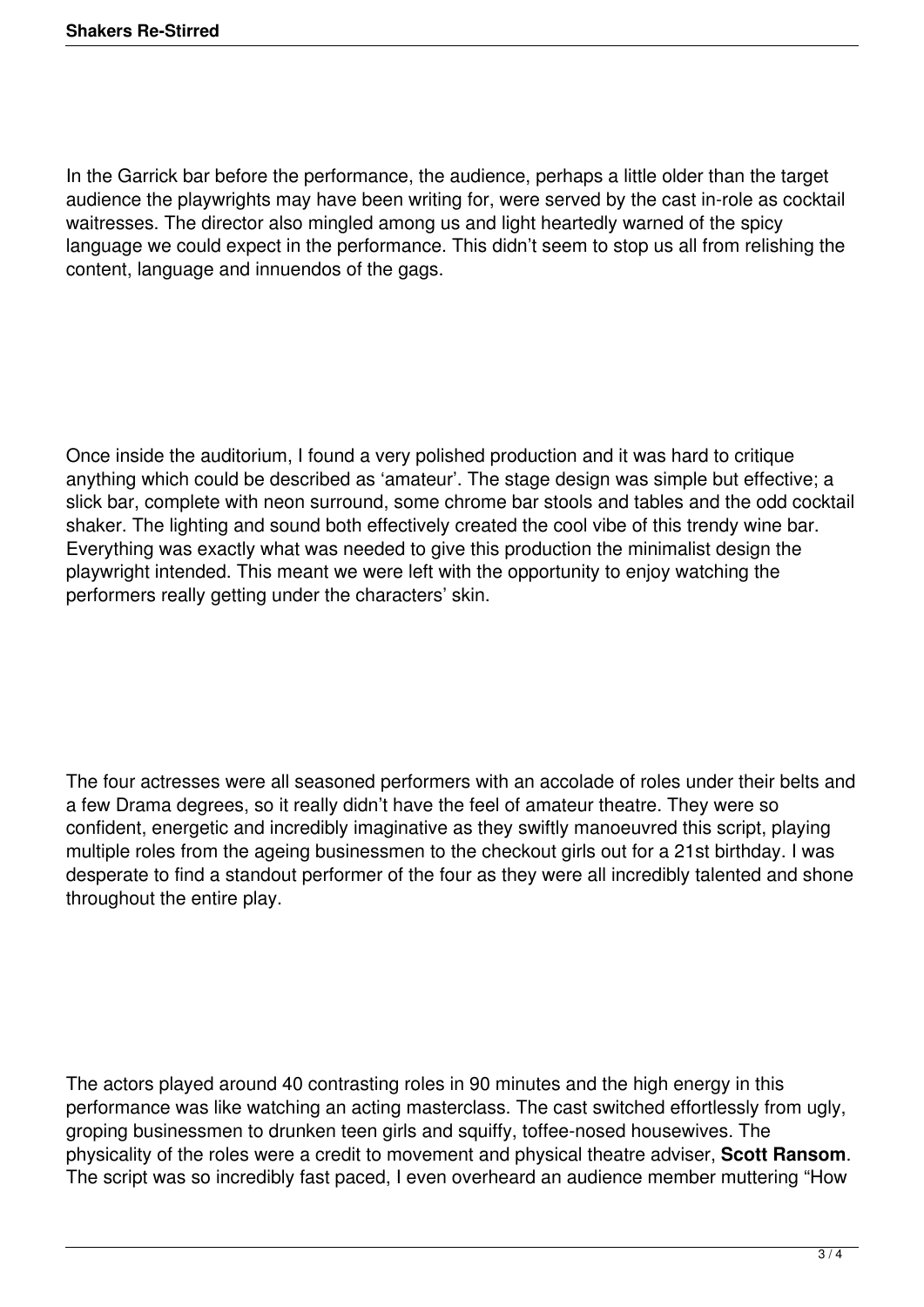In the Garrick bar before the performance, the audience, perhaps a little older than the target audience the playwrights may have been writing for, were served by the cast in-role as cocktail waitresses. The director also mingled among us and light heartedly warned of the spicy language we could expect in the performance. This didn't seem to stop us all from relishing the content, language and innuendos of the gags.

Once inside the auditorium, I found a very polished production and it was hard to critique anything which could be described as 'amateur'. The stage design was simple but effective; a slick bar, complete with neon surround, some chrome bar stools and tables and the odd cocktail shaker. The lighting and sound both effectively created the cool vibe of this trendy wine bar. Everything was exactly what was needed to give this production the minimalist design the playwright intended. This meant we were left with the opportunity to enjoy watching the performers really getting under the characters' skin.

The four actresses were all seasoned performers with an accolade of roles under their belts and a few Drama degrees, so it really didn't have the feel of amateur theatre. They were so confident, energetic and incredibly imaginative as they swiftly manoeuvred this script, playing multiple roles from the ageing businessmen to the checkout girls out for a 21st birthday. I was desperate to find a standout performer of the four as they were all incredibly talented and shone throughout the entire play.

The actors played around 40 contrasting roles in 90 minutes and the high energy in this performance was like watching an acting masterclass. The cast switched effortlessly from ugly, groping businessmen to drunken teen girls and squiffy, toffee-nosed housewives. The physicality of the roles were a credit to movement and physical theatre adviser, **Scott Ransom**. The script was so incredibly fast paced, I even overheard an audience member muttering "How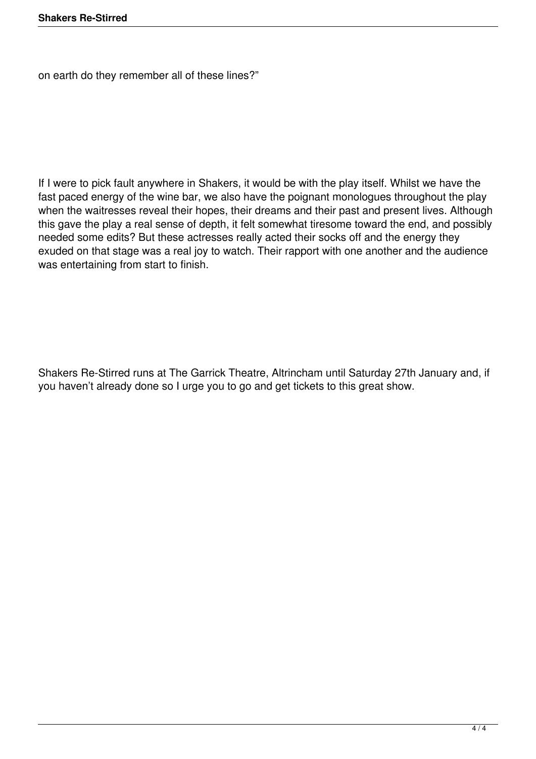on earth do they remember all of these lines?"

If I were to pick fault anywhere in Shakers, it would be with the play itself. Whilst we have the fast paced energy of the wine bar, we also have the poignant monologues throughout the play when the waitresses reveal their hopes, their dreams and their past and present lives. Although this gave the play a real sense of depth, it felt somewhat tiresome toward the end, and possibly needed some edits? But these actresses really acted their socks off and the energy they exuded on that stage was a real joy to watch. Their rapport with one another and the audience was entertaining from start to finish.

Shakers Re-Stirred runs at The Garrick Theatre, Altrincham until Saturday 27th January and, if you haven't already done so I urge you to go and get tickets to this great show.